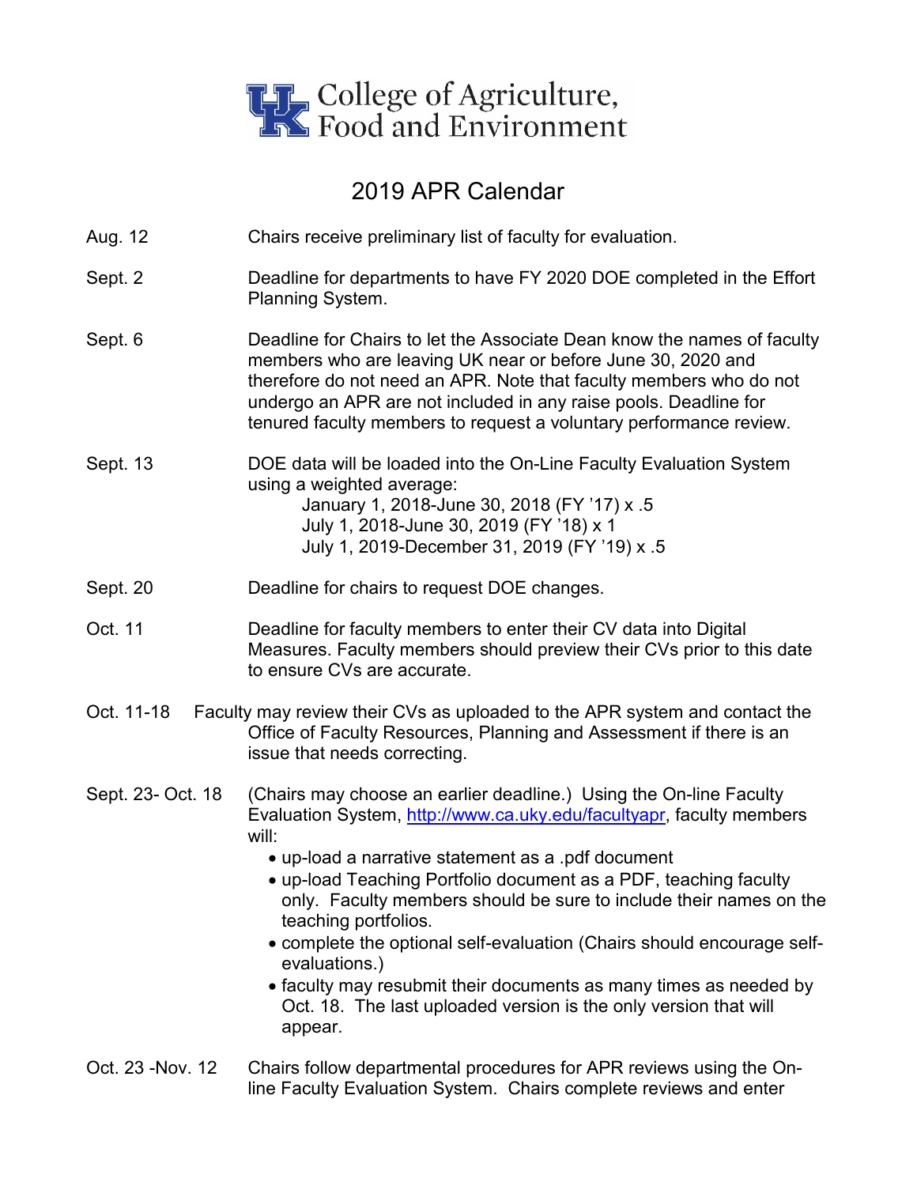College of Agriculture, Food and Environment

# 2019 APR Calendar

**Aug. 12** — Chairs receive preliminary list of faculty for evaluation.

**Sept. 2** — Deadline for departments to have FY 2020 DOE completed in the Effort Planning System.

**Sept. 6** — Deadline for Chairs to let the Associate Dean know the names of faculty members who are leaving UK near or before June 30, 2020 and therefore do not need an APR. Note that faculty members who do not undergo an APR are not included in any raise pools. Deadline for tenured faculty members to request a voluntary performance review.

**Sept. 13** — DOE data will be loaded into the On-Line Faculty Evaluation System using a weighted average:

- January 1, 2018-June 30, 2018 (FY ’17) x .5
- July 1, 2018-June 30, 2019 (FY ’18) x 1
- July 1, 2019-December 31, 2019 (FY ’19) x .5

**Sept. 20** — Deadline for chairs to request DOE changes.

**Oct. 11** — Deadline for faculty members to enter their CV data into Digital Measures. Faculty members should preview their CVs prior to this date to ensure CVs are accurate.

**Oct. 11-18** — Faculty may review their CVs as uploaded to the APR system and contact the Office of Faculty Resources, Planning and Assessment if there is an issue that needs correcting.

**Sept. 23- Oct. 18** — (Chairs may choose an earlier deadline.) Using the On-line Faculty Evaluation System, [http://www.ca.uky.edu/facultyapr](http://www.ca.uky.edu/facultyapr), faculty members will:

- up-load a narrative statement as a .pdf document
- up-load Teaching Portfolio document as a PDF, teaching faculty only. Faculty members should be sure to include their names on the teaching portfolios.
- complete the optional self-evaluation (Chairs should encourage self-evaluations.)
- faculty may resubmit their documents as many times as needed by Oct. 18. The last uploaded version is the only version that will appear.

**Oct. 23 -Nov. 12** — Chairs follow departmental procedures for APR reviews using the On-line Faculty Evaluation System. Chairs complete reviews and enter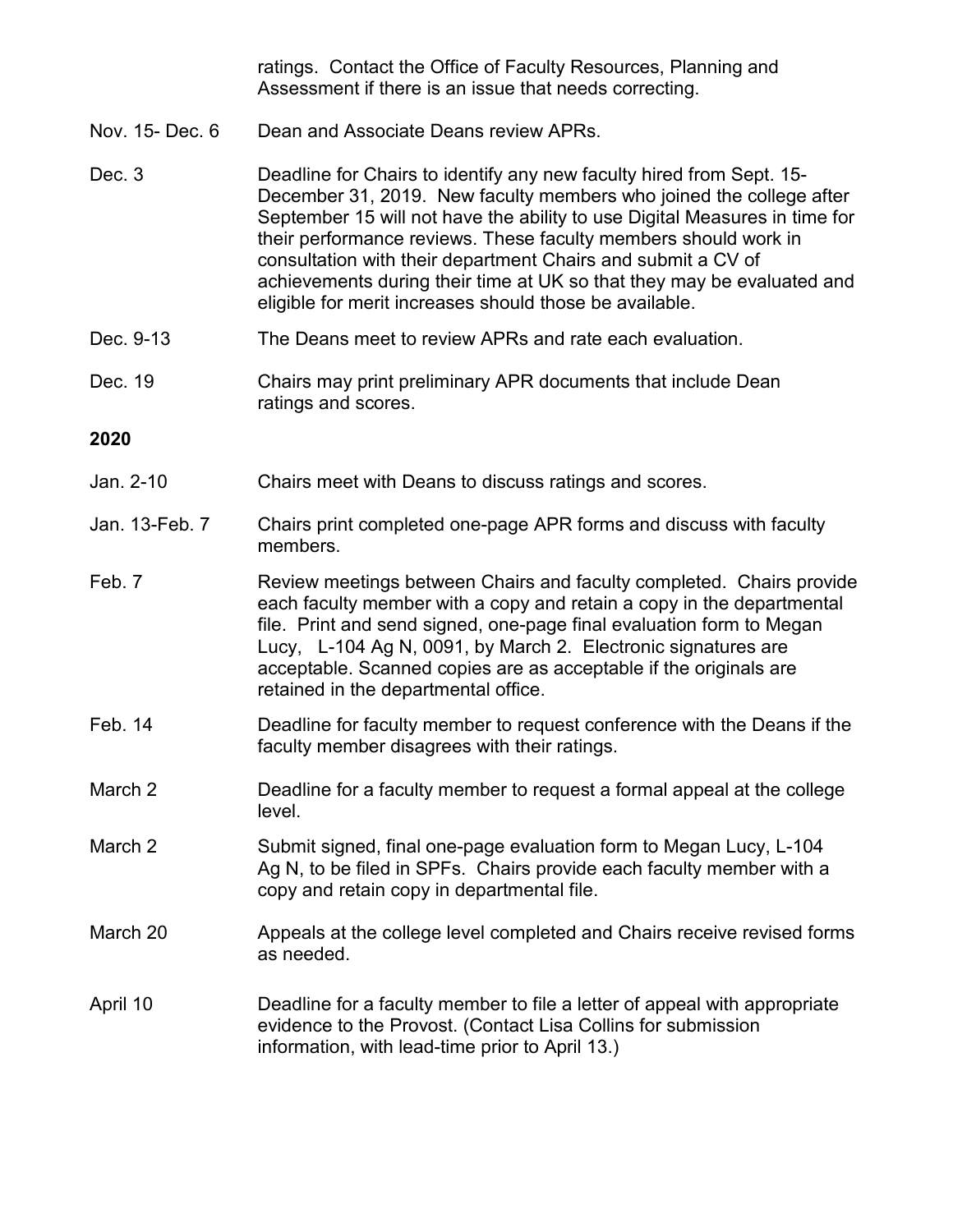| | |
|---|---|
| | ratings. Contact the Office of Faculty Resources, Planning and Assessment if there is an issue that needs correcting. |
| Nov. 15- Dec. 6 | Dean and Associate Deans review APRs. |
| Dec. 3 | Deadline for Chairs to identify any new faculty hired from Sept. 15-December 31, 2019. New faculty members who joined the college after September 15 will not have the ability to use Digital Measures in time for their performance reviews. These faculty members should work in consultation with their department Chairs and submit a CV of achievements during their time at UK so that they may be evaluated and eligible for merit increases should those be available. |
| Dec. 9-13 | The Deans meet to review APRs and rate each evaluation. |
| Dec. 19 | Chairs may print preliminary APR documents that include Dean ratings and scores. |

**2020**

| | |
|---|---|
| Jan. 2-10 | Chairs meet with Deans to discuss ratings and scores. |
| Jan. 13-Feb. 7 | Chairs print completed one-page APR forms and discuss with faculty members. |
| Feb. 7 | Review meetings between Chairs and faculty completed. Chairs provide each faculty member with a copy and retain a copy in the departmental file. Print and send signed, one-page final evaluation form to Megan Lucy, L-104 Ag N, 0091, by March 2. Electronic signatures are acceptable. Scanned copies are as acceptable if the originals are retained in the departmental office. |
| Feb. 14 | Deadline for faculty member to request conference with the Deans if the faculty member disagrees with their ratings. |
| March 2 | Deadline for a faculty member to request a formal appeal at the college level. |
| March 2 | Submit signed, final one-page evaluation form to Megan Lucy, L-104 Ag N, to be filed in SPFs. Chairs provide each faculty member with a copy and retain copy in departmental file. |
| March 20 | Appeals at the college level completed and Chairs receive revised forms as needed. |
| April 10 | Deadline for a faculty member to file a letter of appeal with appropriate evidence to the Provost. (Contact Lisa Collins for submission information, with lead-time prior to April 13.) |